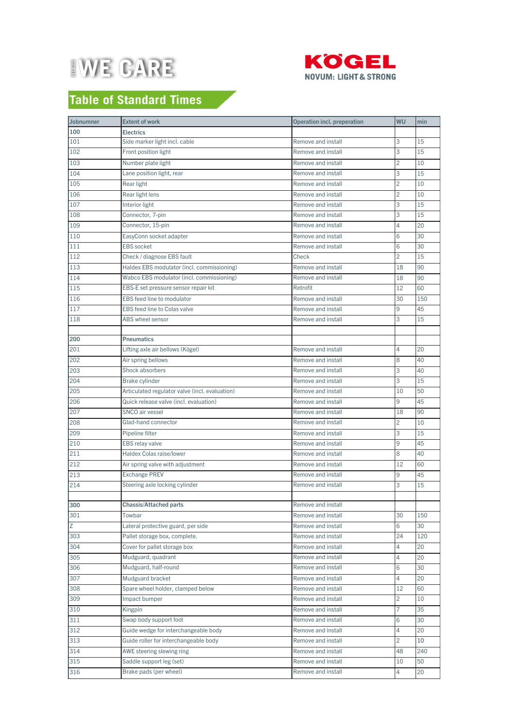WE CARE

KÖGEL
NOVUM: LIGHT & STRONG

## Table of Standard Times

| Jobnumner | Extent of work | Operation incl. preperation | WU | min |
|---|---|---|---|---|
| **100** | **Electrics** | | | |
| 101 | Side marker light incl. cable | Remove and install | 3 | 15 |
| 102 | Front position light | Remove and install | 3 | 15 |
| 103 | Number plate light | Remove and install | 2 | 10 |
| 104 | Lane position light, rear | Remove and install | 3 | 15 |
| 105 | Rear light | Remove and install | 2 | 10 |
| 106 | Rear light lens | Remove and install | 2 | 10 |
| 107 | Interior light | Remove and install | 3 | 15 |
| 108 | Connector, 7-pin | Remove and install | 3 | 15 |
| 109 | Connector, 15-pin | Remove and install | 4 | 20 |
| 110 | EasyConn socket adapter | Remove and install | 6 | 30 |
| 111 | EBS socket | Remove and install | 6 | 30 |
| 112 | Check / diagnose EBS fault | Check | 2 | 15 |
| 113 | Haldex EBS modulator (incl. commissioning) | Remove and install | 18 | 90 |
| 114 | Wabco EBS modulator (incl. commissioning) | Remove and install | 18 | 90 |
| 115 | EBS-E set pressure sensor repair kit | Retrofit | 12 | 60 |
| 116 | EBS feed line to modulator | Remove and install | 30 | 150 |
| 117 | EBS feed line to Colas valve | Remove and install | 9 | 45 |
| 118 | ABS wheel sensor | Remove and install | 3 | 15 |
| | | | | |
| **200** | **Pneumatics** | | | |
| 201 | Lifting axle air bellows (Kögel) | Remove and install | 4 | 20 |
| 202 | Air spring bellows | Remove and install | 8 | 40 |
| 203 | Shock absorbers | Remove and install | 3 | 40 |
| 204 | Brake cylinder | Remove and install | 3 | 15 |
| 205 | Articulated regulator valve (incl. evaluation) | Remove and install | 10 | 50 |
| 206 | Quick release valve (incl. evaluation) | Remove and install | 9 | 45 |
| 207 | SNCO air vessel | Remove and install | 18 | 90 |
| 208 | Glad-hand connector | Remove and install | 2 | 10 |
| 209 | Pipeline filter | Remove and install | 3 | 15 |
| 210 | EBS relay valve | Remove and install | 9 | 45 |
| 211 | Haldex Colas raise/lower | Remove and install | 8 | 40 |
| 212 | Air spring valve with adjustment | Remove and install | 12 | 60 |
| 213 | Exchange PREV | Remove and install | 9 | 45 |
| 214 | Steering axle locking cylinder | Remove and install | 3 | 15 |
| | | | | |
| **300** | **Chassis/Attached parts** | Remove and install | | |
| 301 | Towbar | Remove and install | 30 | 150 |
| Z | Lateral protective guard, per side | Remove and install | 6 | 30 |
| 303 | Pallet storage box, complete. | Remove and install | 24 | 120 |
| 304 | Cover for pallet storage box | Remove and install | 4 | 20 |
| 305 | Mudguard, quadrant | Remove and install | 4 | 20 |
| 306 | Mudguard, half-round | Remove and install | 6 | 30 |
| 307 | Mudguard bracket | Remove and install | 4 | 20 |
| 308 | Spare wheel holder, clamped below | Remove and install | 12 | 60 |
| 309 | Impact bumper | Remove and install | 2 | 10 |
| 310 | Kingpin | Remove and install | 7 | 35 |
| 311 | Swap body support foot | Remove and install | 6 | 30 |
| 312 | Guide wedge for interchangeable body | Remove and install | 4 | 20 |
| 313 | Guide roller for interchangeable body | Remove and install | 2 | 10 |
| 314 | AWE steering slewing ring | Remove and install | 48 | 240 |
| 315 | Saddle support leg (set) | Remove and install | 10 | 50 |
| 316 | Brake pads (per wheel) | Remove and install | 4 | 20 |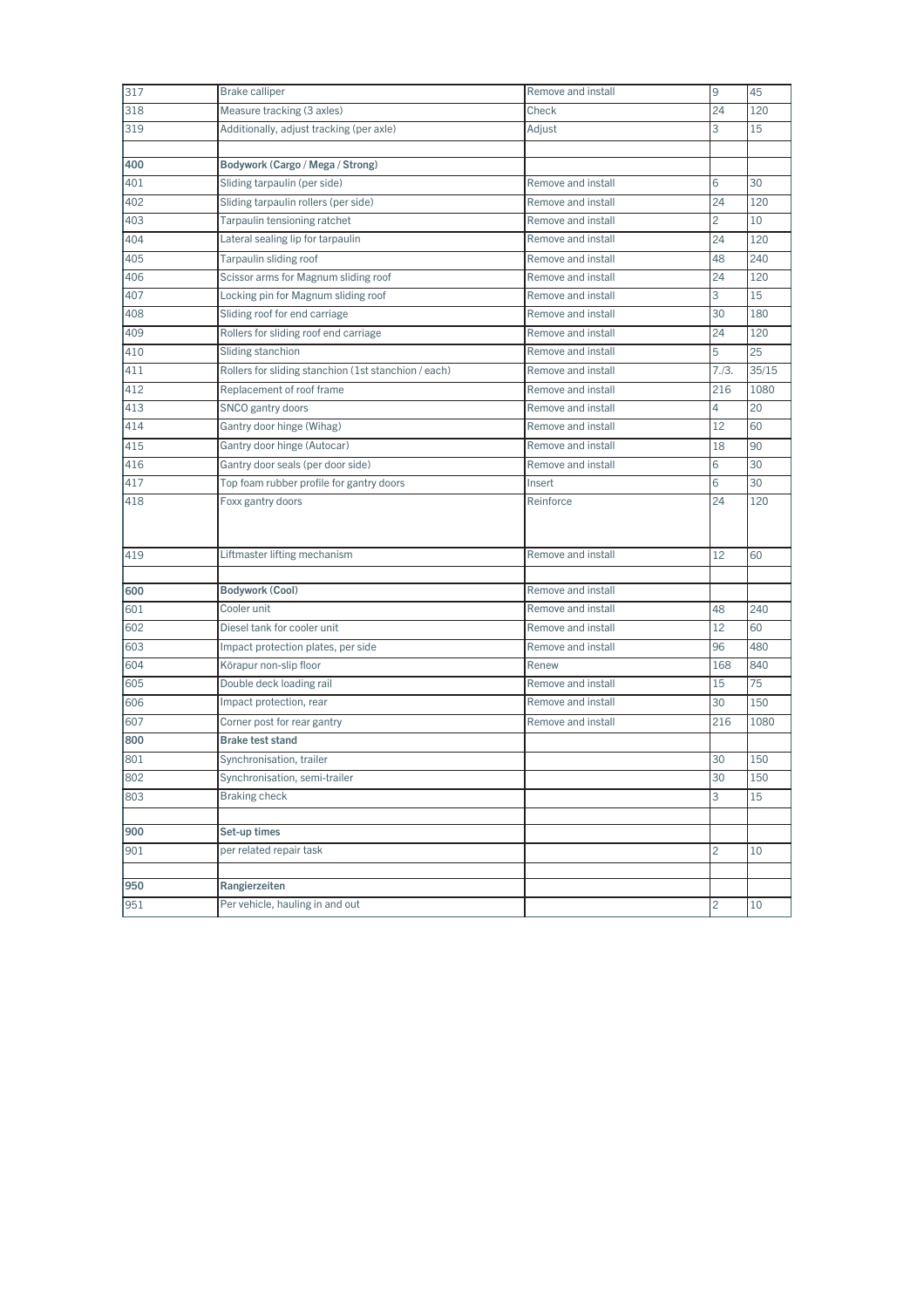| | | | | |
|---|---|---|---|---|
| 317 | Brake calliper | Remove and install | 9 | 45 |
| 318 | Measure tracking (3 axles) | Check | 24 | 120 |
| 319 | Additionally, adjust tracking (per axle) | Adjust | 3 | 15 |
| | | | | |
| **400** | **Bodywork (Cargo / Mega / Strong)** | | | |
| 401 | Sliding tarpaulin (per side) | Remove and install | 6 | 30 |
| 402 | Sliding tarpaulin rollers (per side) | Remove and install | 24 | 120 |
| 403 | Tarpaulin tensioning ratchet | Remove and install | 2 | 10 |
| 404 | Lateral sealing lip for tarpaulin | Remove and install | 24 | 120 |
| 405 | Tarpaulin sliding roof | Remove and install | 48 | 240 |
| 406 | Scissor arms for Magnum sliding roof | Remove and install | 24 | 120 |
| 407 | Locking pin for Magnum sliding roof | Remove and install | 3 | 15 |
| 408 | Sliding roof for end carriage | Remove and install | 30 | 180 |
| 409 | Rollers for sliding roof end carriage | Remove and install | 24 | 120 |
| 410 | Sliding stanchion | Remove and install | 5 | 25 |
| 411 | Rollers for sliding stanchion (1st stanchion / each) | Remove and install | 7./3. | 35/15 |
| 412 | Replacement of roof frame | Remove and install | 216 | 1080 |
| 413 | SNCO gantry doors | Remove and install | 4 | 20 |
| 414 | Gantry door hinge (Wihag) | Remove and install | 12 | 60 |
| 415 | Gantry door hinge (Autocar) | Remove and install | 18 | 90 |
| 416 | Gantry door seals (per door side) | Remove and install | 6 | 30 |
| 417 | Top foam rubber profile for gantry doors | Insert | 6 | 30 |
| 418 | Foxx gantry doors | Reinforce | 24 | 120 |
| 419 | Liftmaster lifting mechanism | Remove and install | 12 | 60 |
| | | | | |
| **600** | **Bodywork (Cool)** | Remove and install | | |
| 601 | Cooler unit | Remove and install | 48 | 240 |
| 602 | Diesel tank for cooler unit | Remove and install | 12 | 60 |
| 603 | Impact protection plates, per side | Remove and install | 96 | 480 |
| 604 | Körapur non-slip floor | Renew | 168 | 840 |
| 605 | Double deck loading rail | Remove and install | 15 | 75 |
| 606 | Impact protection, rear | Remove and install | 30 | 150 |
| 607 | Corner post for rear gantry | Remove and install | 216 | 1080 |
| **800** | **Brake test stand** | | | |
| 801 | Synchronisation, trailer | | 30 | 150 |
| 802 | Synchronisation, semi-trailer | | 30 | 150 |
| 803 | Braking check | | 3 | 15 |
| | | | | |
| **900** | **Set-up times** | | | |
| 901 | per related repair task | | 2 | 10 |
| | | | | |
| **950** | **Rangierzeiten** | | | |
| 951 | Per vehicle, hauling in and out | | 2 | 10 |